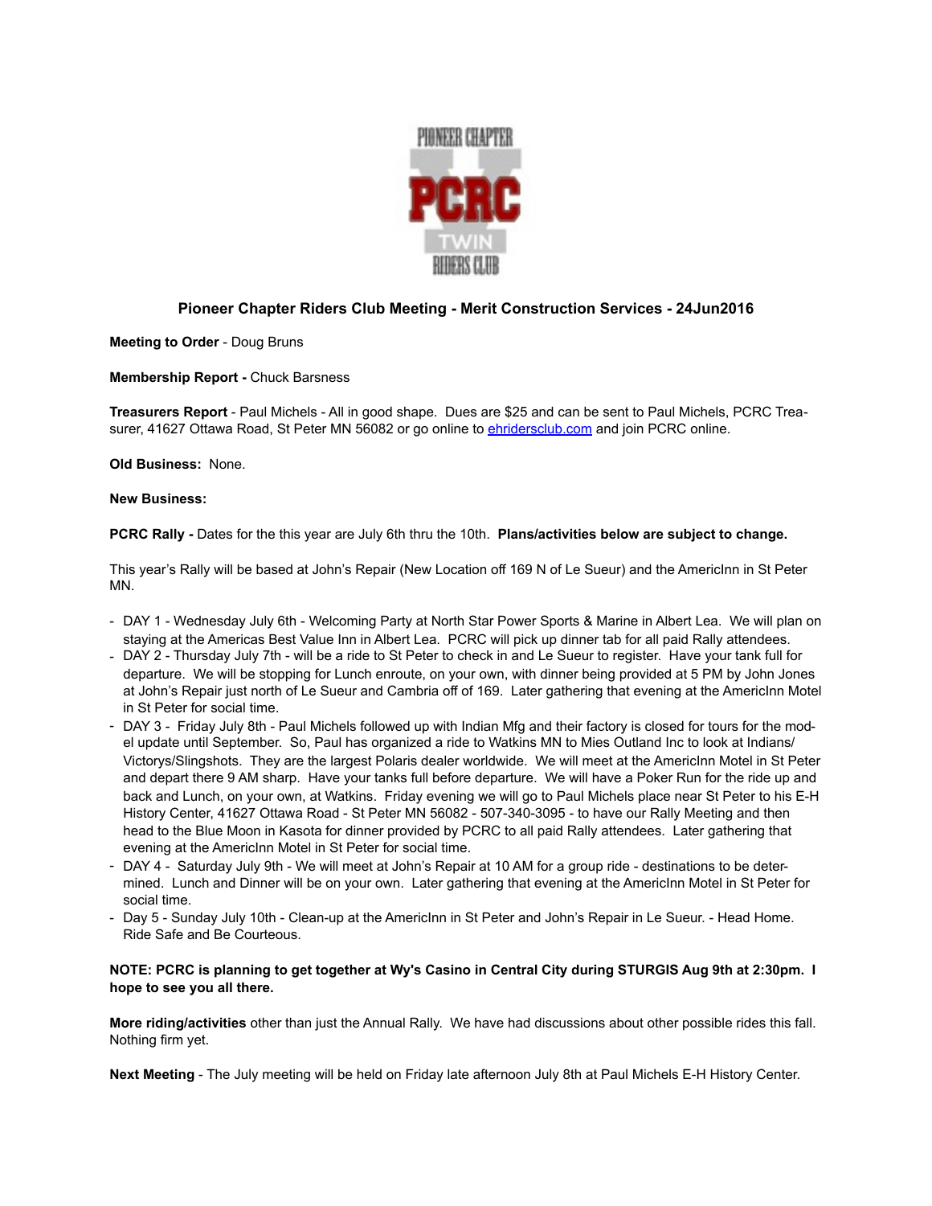## Pioneer Chapter Riders Club Meeting - Merit Construction Services - 24Jun2016

**Meeting to Order** - Doug Bruns

**Membership Report -** Chuck Barsness

**Treasurers Report** - Paul Michels - All in good shape. Dues are $25 and can be sent to Paul Michels, PCRC Treasurer, 41627 Ottawa Road, St Peter MN 56082 or go online to ehridersclub.com and join PCRC online.

**Old Business:** None.

**New Business:**

**PCRC Rally -** Dates for the this year are July 6th thru the 10th. **Plans/activities below are subject to change.**

This year's Rally will be based at John's Repair (New Location off 169 N of Le Sueur) and the AmericInn in St Peter MN.

- DAY 1 - Wednesday July 6th - Welcoming Party at North Star Power Sports & Marine in Albert Lea. We will plan on staying at the Americas Best Value Inn in Albert Lea. PCRC will pick up dinner tab for all paid Rally attendees.
- DAY 2 - Thursday July 7th - will be a ride to St Peter to check in and Le Sueur to register. Have your tank full for departure. We will be stopping for Lunch enroute, on your own, with dinner being provided at 5 PM by John Jones at John's Repair just north of Le Sueur and Cambria off of 169. Later gathering that evening at the AmericInn Motel in St Peter for social time.
- DAY 3 - Friday July 8th - Paul Michels followed up with Indian Mfg and their factory is closed for tours for the model update until September. So, Paul has organized a ride to Watkins MN to Mies Outland Inc to look at Indians/ Victorys/Slingshots. They are the largest Polaris dealer worldwide. We will meet at the AmericInn Motel in St Peter and depart there 9 AM sharp. Have your tanks full before departure. We will have a Poker Run for the ride up and back and Lunch, on your own, at Watkins. Friday evening we will go to Paul Michels place near St Peter to his E-H History Center, 41627 Ottawa Road - St Peter MN 56082 - 507-340-3095 - to have our Rally Meeting and then head to the Blue Moon in Kasota for dinner provided by PCRC to all paid Rally attendees. Later gathering that evening at the AmericInn Motel in St Peter for social time.
- DAY 4 - Saturday July 9th - We will meet at John's Repair at 10 AM for a group ride - destinations to be determined. Lunch and Dinner will be on your own. Later gathering that evening at the AmericInn Motel in St Peter for social time.
- Day 5 - Sunday July 10th - Clean-up at the AmericInn in St Peter and John's Repair in Le Sueur. - Head Home. Ride Safe and Be Courteous.

**NOTE: PCRC is planning to get together at Wy's Casino in Central City during STURGIS Aug 9th at 2:30pm. I hope to see you all there.**

**More riding/activities** other than just the Annual Rally. We have had discussions about other possible rides this fall. Nothing firm yet.

**Next Meeting** - The July meeting will be held on Friday late afternoon July 8th at Paul Michels E-H History Center.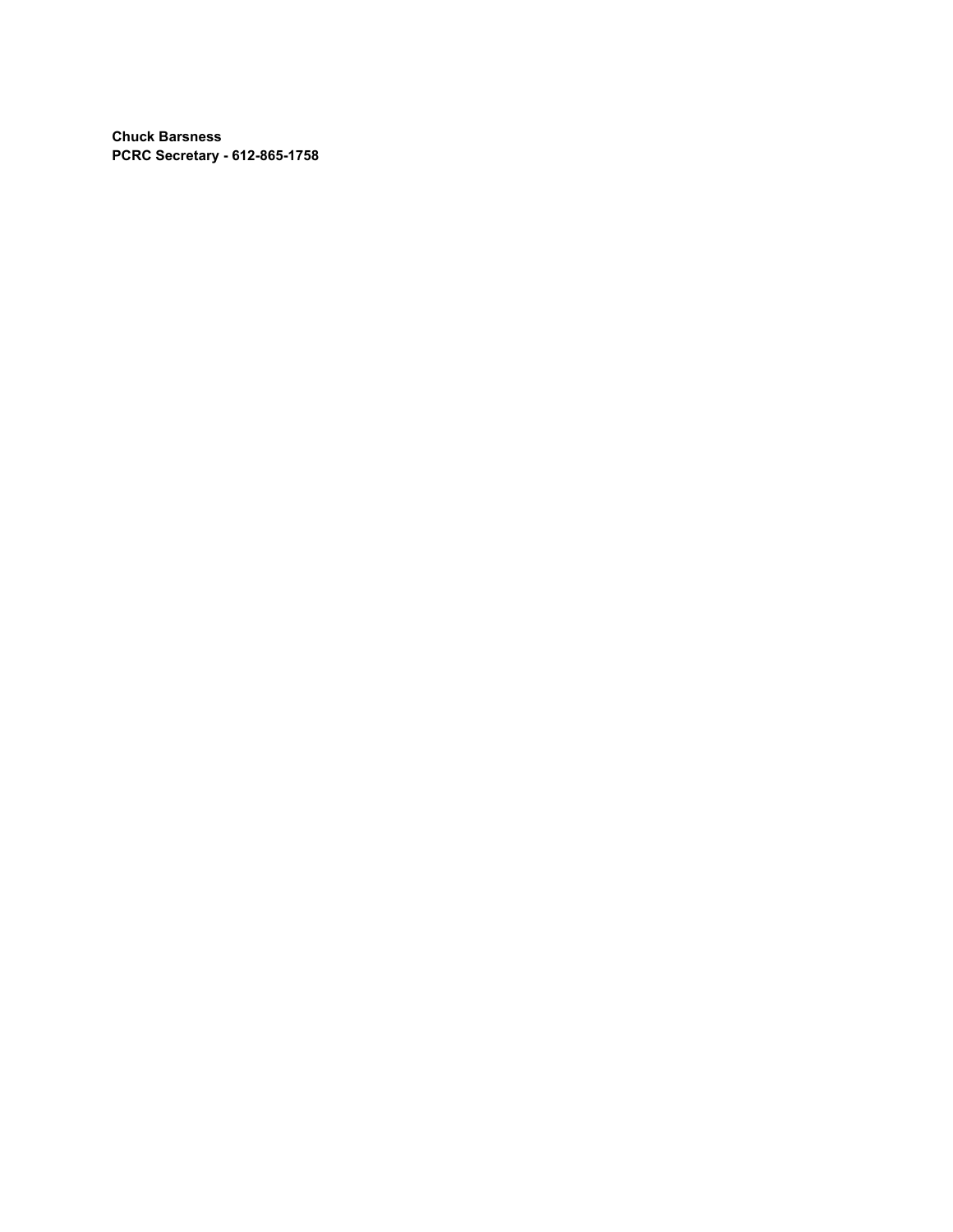**Chuck Barsness**
**PCRC Secretary - 612-865-1758**